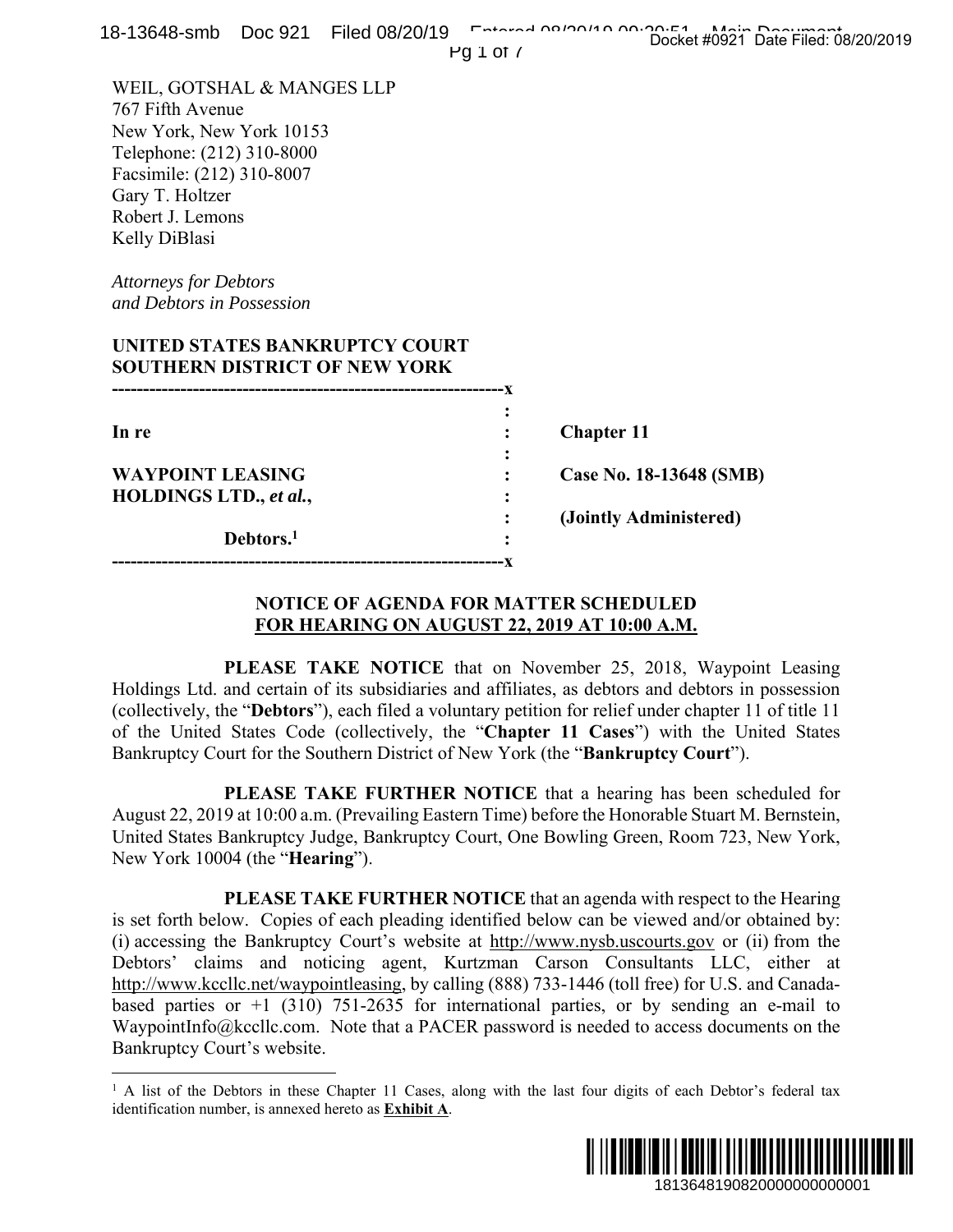WEIL, GOTSHAL & MANGES LLP
767 Fifth Avenue
New York, New York 10153
Telephone: (212) 310-8000
Facsimile: (212) 310-8007
Gary T. Holtzer
Robert J. Lemons
Kelly DiBlasi

*Attorneys for Debtors*
*and Debtors in Possession*

**UNITED STATES BANKRUPTCY COURT**
**SOUTHERN DISTRICT OF NEW YORK**

| | |
|---|---|
| **In re** | **Chapter 11** |
| **WAYPOINT LEASING HOLDINGS LTD., *et al.*,** | **Case No. 18-13648 (SMB)** |
| | **(Jointly Administered)** |
| **Debtors.**[1] | |

**NOTICE OF AGENDA FOR MATTER SCHEDULED FOR HEARING ON AUGUST 22, 2019 AT 10:00 A.M.**

**PLEASE TAKE NOTICE** that on November 25, 2018, Waypoint Leasing Holdings Ltd. and certain of its subsidiaries and affiliates, as debtors and debtors in possession (collectively, the "**Debtors**"), each filed a voluntary petition for relief under chapter 11 of title 11 of the United States Code (collectively, the "**Chapter 11 Cases**") with the United States Bankruptcy Court for the Southern District of New York (the "**Bankruptcy Court**").

**PLEASE TAKE FURTHER NOTICE** that a hearing has been scheduled for August 22, 2019 at 10:00 a.m. (Prevailing Eastern Time) before the Honorable Stuart M. Bernstein, United States Bankruptcy Judge, Bankruptcy Court, One Bowling Green, Room 723, New York, New York 10004 (the "**Hearing**").

**PLEASE TAKE FURTHER NOTICE** that an agenda with respect to the Hearing is set forth below. Copies of each pleading identified below can be viewed and/or obtained by: (i) accessing the Bankruptcy Court's website at http://www.nysb.uscourts.gov or (ii) from the Debtors' claims and noticing agent, Kurtzman Carson Consultants LLC, either at http://www.kccllc.net/waypointleasing, by calling (888) 733-1446 (toll free) for U.S. and Canada-based parties or +1 (310) 751-2635 for international parties, or by sending an e-mail to WaypointInfo@kccllc.com. Note that a PACER password is needed to access documents on the Bankruptcy Court's website.

[1] A list of the Debtors in these Chapter 11 Cases, along with the last four digits of each Debtor's federal tax identification number, is annexed hereto as **Exhibit A**.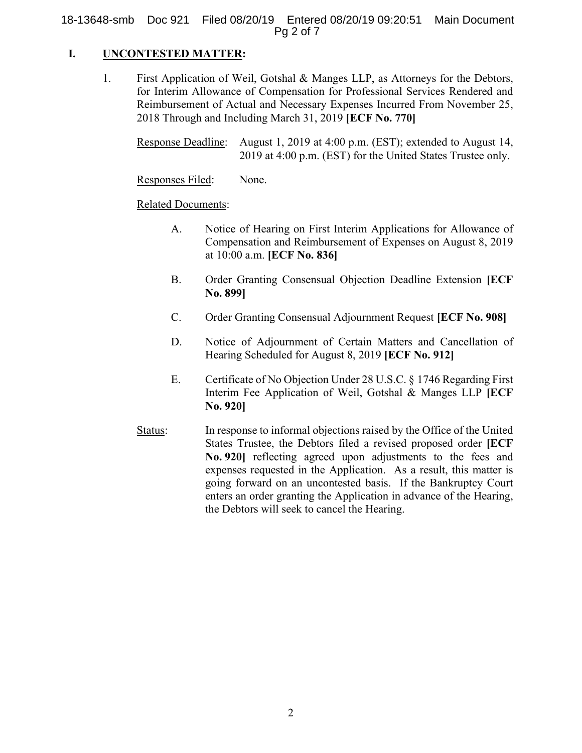## I. UNCONTESTED MATTER:

1. First Application of Weil, Gotshal & Manges LLP, as Attorneys for the Debtors, for Interim Allowance of Compensation for Professional Services Rendered and Reimbursement of Actual and Necessary Expenses Incurred From November 25, 2018 Through and Including March 31, 2019 **[ECF No. 770]**

   Response Deadline: August 1, 2019 at 4:00 p.m. (EST); extended to August 14, 2019 at 4:00 p.m. (EST) for the United States Trustee only.

   Responses Filed: None.

   Related Documents:

   A. Notice of Hearing on First Interim Applications for Allowance of Compensation and Reimbursement of Expenses on August 8, 2019 at 10:00 a.m. **[ECF No. 836]**

   B. Order Granting Consensual Objection Deadline Extension **[ECF No. 899]**

   C. Order Granting Consensual Adjournment Request **[ECF No. 908]**

   D. Notice of Adjournment of Certain Matters and Cancellation of Hearing Scheduled for August 8, 2019 **[ECF No. 912]**

   E. Certificate of No Objection Under 28 U.S.C. § 1746 Regarding First Interim Fee Application of Weil, Gotshal & Manges LLP **[ECF No. 920]**

   Status: In response to informal objections raised by the Office of the United States Trustee, the Debtors filed a revised proposed order **[ECF No. 920]** reflecting agreed upon adjustments to the fees and expenses requested in the Application. As a result, this matter is going forward on an uncontested basis. If the Bankruptcy Court enters an order granting the Application in advance of the Hearing, the Debtors will seek to cancel the Hearing.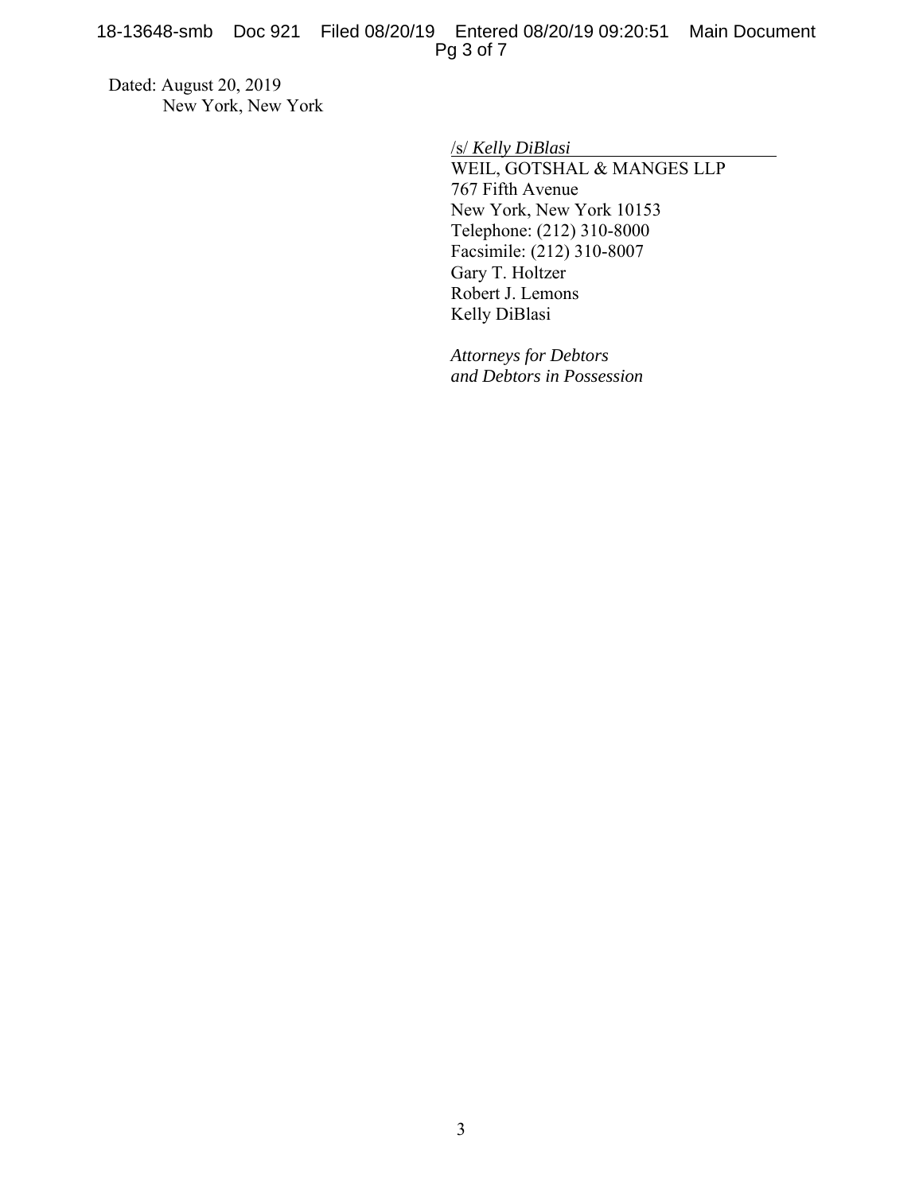Dated: August 20, 2019
New York, New York

/s/ *Kelly DiBlasi*
WEIL, GOTSHAL & MANGES LLP
767 Fifth Avenue
New York, New York 10153
Telephone: (212) 310-8000
Facsimile: (212) 310-8007
Gary T. Holtzer
Robert J. Lemons
Kelly DiBlasi

*Attorneys for Debtors*
*and Debtors in Possession*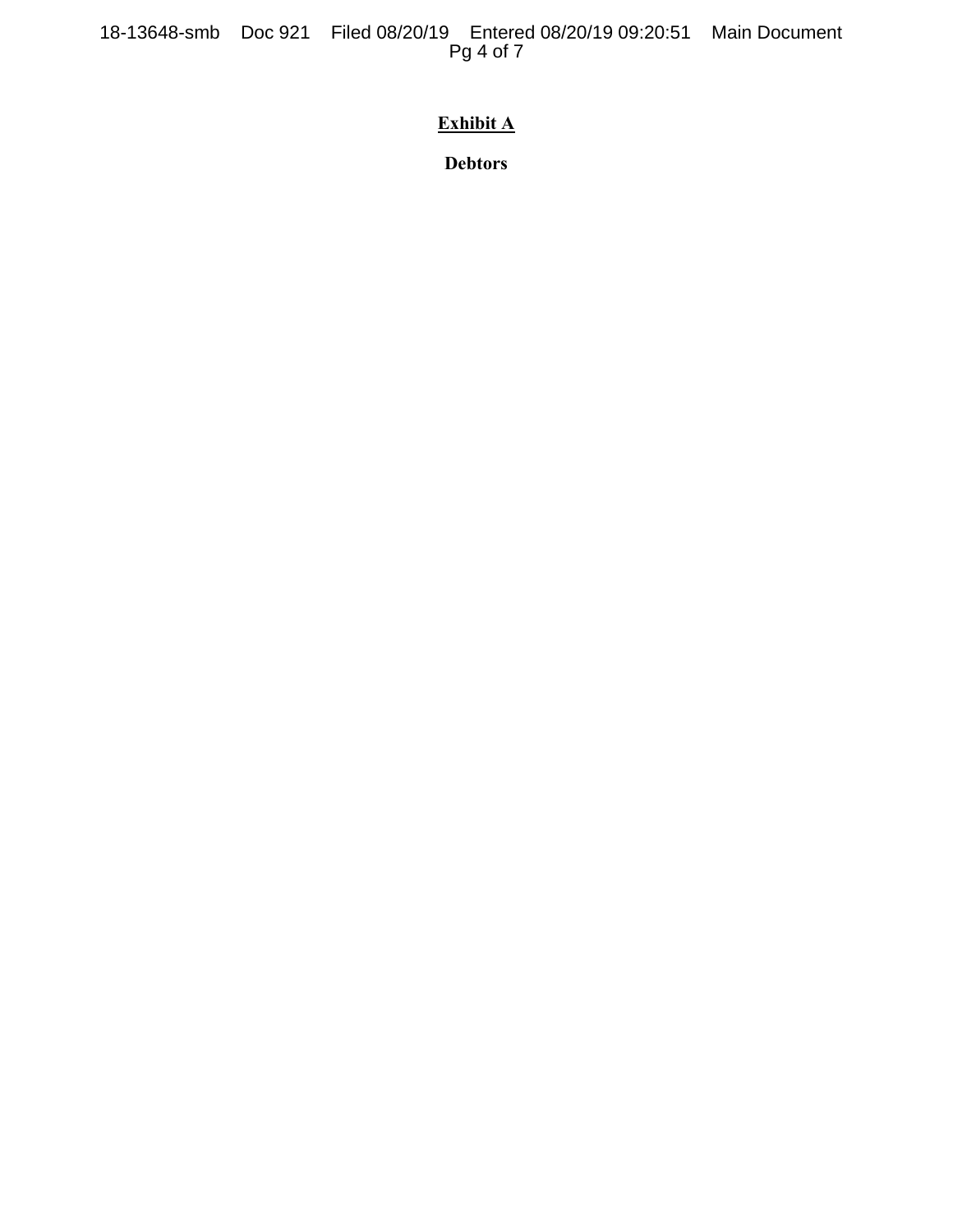**Exhibit A**

**Debtors**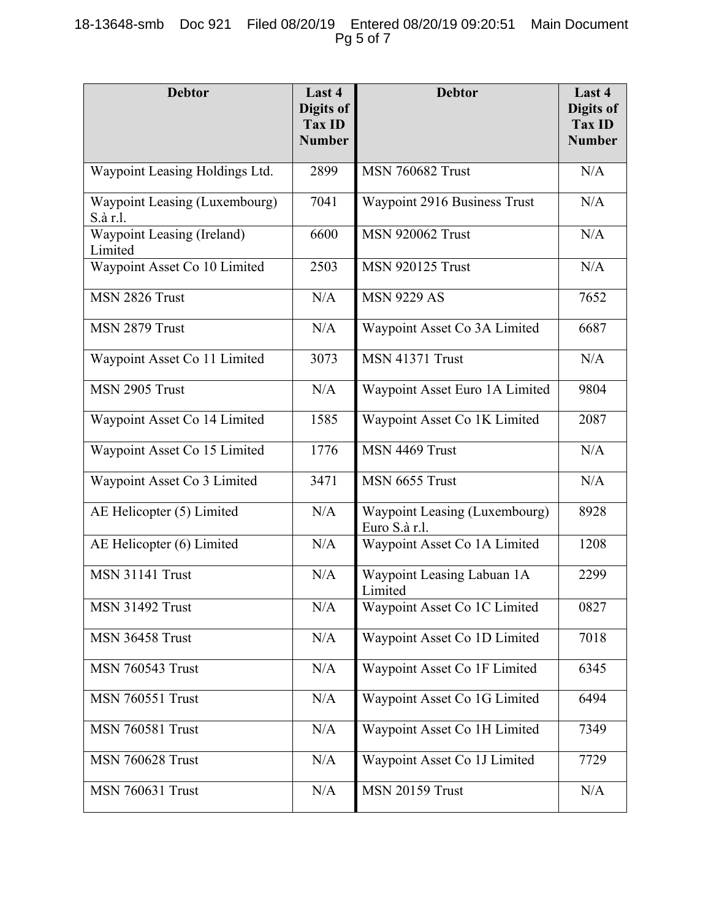| Debtor | Last 4 Digits of Tax ID Number | Debtor | Last 4 Digits of Tax ID Number |
|---|---|---|---|
| Waypoint Leasing Holdings Ltd. | 2899 | MSN 760682 Trust | N/A |
| Waypoint Leasing (Luxembourg) S.à r.l. | 7041 | Waypoint 2916 Business Trust | N/A |
| Waypoint Leasing (Ireland) Limited | 6600 | MSN 920062 Trust | N/A |
| Waypoint Asset Co 10 Limited | 2503 | MSN 920125 Trust | N/A |
| MSN 2826 Trust | N/A | MSN 9229 AS | 7652 |
| MSN 2879 Trust | N/A | Waypoint Asset Co 3A Limited | 6687 |
| Waypoint Asset Co 11 Limited | 3073 | MSN 41371 Trust | N/A |
| MSN 2905 Trust | N/A | Waypoint Asset Euro 1A Limited | 9804 |
| Waypoint Asset Co 14 Limited | 1585 | Waypoint Asset Co 1K Limited | 2087 |
| Waypoint Asset Co 15 Limited | 1776 | MSN 4469 Trust | N/A |
| Waypoint Asset Co 3 Limited | 3471 | MSN 6655 Trust | N/A |
| AE Helicopter (5) Limited | N/A | Waypoint Leasing (Luxembourg) Euro S.à r.l. | 8928 |
| AE Helicopter (6) Limited | N/A | Waypoint Asset Co 1A Limited | 1208 |
| MSN 31141 Trust | N/A | Waypoint Leasing Labuan 1A Limited | 2299 |
| MSN 31492 Trust | N/A | Waypoint Asset Co 1C Limited | 0827 |
| MSN 36458 Trust | N/A | Waypoint Asset Co 1D Limited | 7018 |
| MSN 760543 Trust | N/A | Waypoint Asset Co 1F Limited | 6345 |
| MSN 760551 Trust | N/A | Waypoint Asset Co 1G Limited | 6494 |
| MSN 760581 Trust | N/A | Waypoint Asset Co 1H Limited | 7349 |
| MSN 760628 Trust | N/A | Waypoint Asset Co 1J Limited | 7729 |
| MSN 760631 Trust | N/A | MSN 20159 Trust | N/A |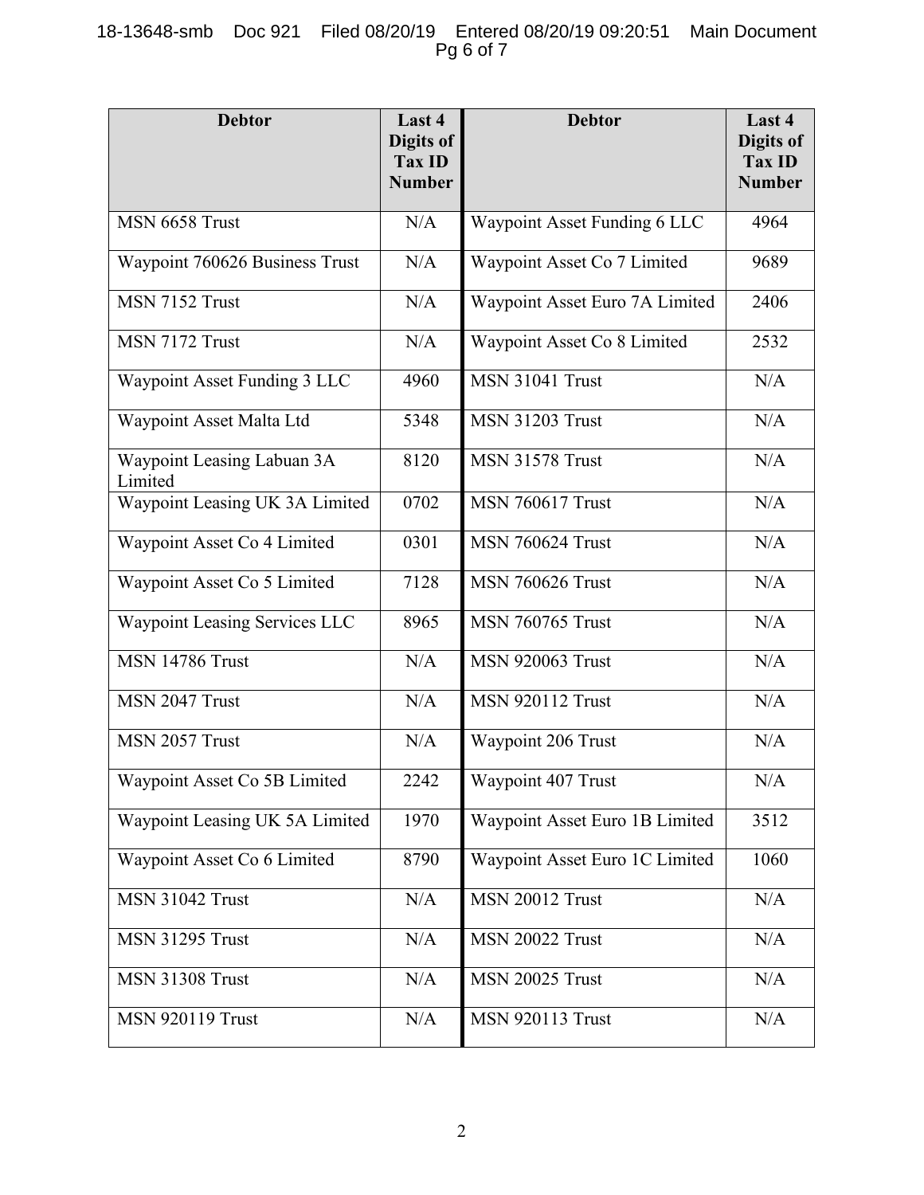| Debtor | Last 4 Digits of Tax ID Number | Debtor | Last 4 Digits of Tax ID Number |
|---|---|---|---|
| MSN 6658 Trust | N/A | Waypoint Asset Funding 6 LLC | 4964 |
| Waypoint 760626 Business Trust | N/A | Waypoint Asset Co 7 Limited | 9689 |
| MSN 7152 Trust | N/A | Waypoint Asset Euro 7A Limited | 2406 |
| MSN 7172 Trust | N/A | Waypoint Asset Co 8 Limited | 2532 |
| Waypoint Asset Funding 3 LLC | 4960 | MSN 31041 Trust | N/A |
| Waypoint Asset Malta Ltd | 5348 | MSN 31203 Trust | N/A |
| Waypoint Leasing Labuan 3A Limited | 8120 | MSN 31578 Trust | N/A |
| Waypoint Leasing UK 3A Limited | 0702 | MSN 760617 Trust | N/A |
| Waypoint Asset Co 4 Limited | 0301 | MSN 760624 Trust | N/A |
| Waypoint Asset Co 5 Limited | 7128 | MSN 760626 Trust | N/A |
| Waypoint Leasing Services LLC | 8965 | MSN 760765 Trust | N/A |
| MSN 14786 Trust | N/A | MSN 920063 Trust | N/A |
| MSN 2047 Trust | N/A | MSN 920112 Trust | N/A |
| MSN 2057 Trust | N/A | Waypoint 206 Trust | N/A |
| Waypoint Asset Co 5B Limited | 2242 | Waypoint 407 Trust | N/A |
| Waypoint Leasing UK 5A Limited | 1970 | Waypoint Asset Euro 1B Limited | 3512 |
| Waypoint Asset Co 6 Limited | 8790 | Waypoint Asset Euro 1C Limited | 1060 |
| MSN 31042 Trust | N/A | MSN 20012 Trust | N/A |
| MSN 31295 Trust | N/A | MSN 20022 Trust | N/A |
| MSN 31308 Trust | N/A | MSN 20025 Trust | N/A |
| MSN 920119 Trust | N/A | MSN 920113 Trust | N/A |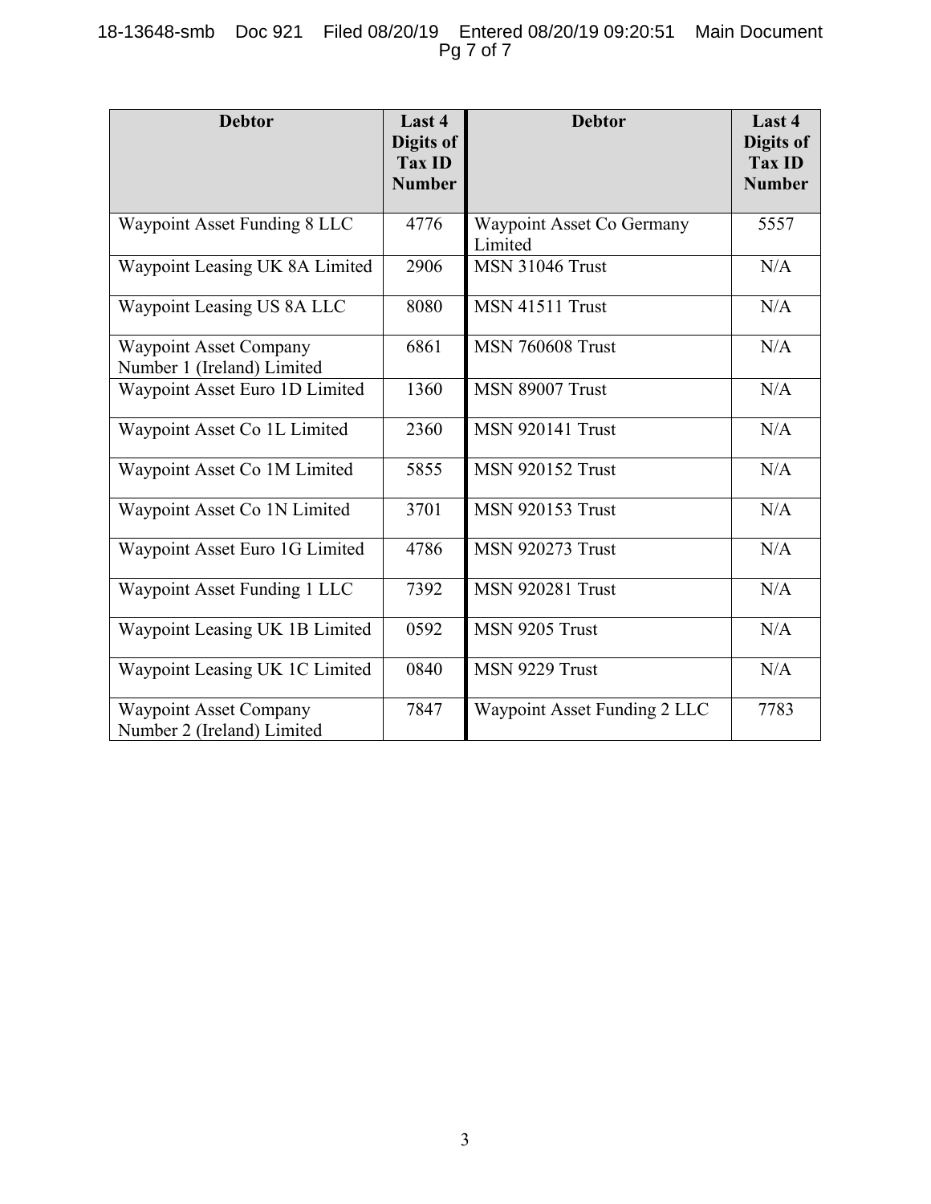| Debtor | Last 4 Digits of Tax ID Number | Debtor | Last 4 Digits of Tax ID Number |
|---|---|---|---|
| Waypoint Asset Funding 8 LLC | 4776 | Waypoint Asset Co Germany Limited | 5557 |
| Waypoint Leasing UK 8A Limited | 2906 | MSN 31046 Trust | N/A |
| Waypoint Leasing US 8A LLC | 8080 | MSN 41511 Trust | N/A |
| Waypoint Asset Company Number 1 (Ireland) Limited | 6861 | MSN 760608 Trust | N/A |
| Waypoint Asset Euro 1D Limited | 1360 | MSN 89007 Trust | N/A |
| Waypoint Asset Co 1L Limited | 2360 | MSN 920141 Trust | N/A |
| Waypoint Asset Co 1M Limited | 5855 | MSN 920152 Trust | N/A |
| Waypoint Asset Co 1N Limited | 3701 | MSN 920153 Trust | N/A |
| Waypoint Asset Euro 1G Limited | 4786 | MSN 920273 Trust | N/A |
| Waypoint Asset Funding 1 LLC | 7392 | MSN 920281 Trust | N/A |
| Waypoint Leasing UK 1B Limited | 0592 | MSN 9205 Trust | N/A |
| Waypoint Leasing UK 1C Limited | 0840 | MSN 9229 Trust | N/A |
| Waypoint Asset Company Number 2 (Ireland) Limited | 7847 | Waypoint Asset Funding 2 LLC | 7783 |